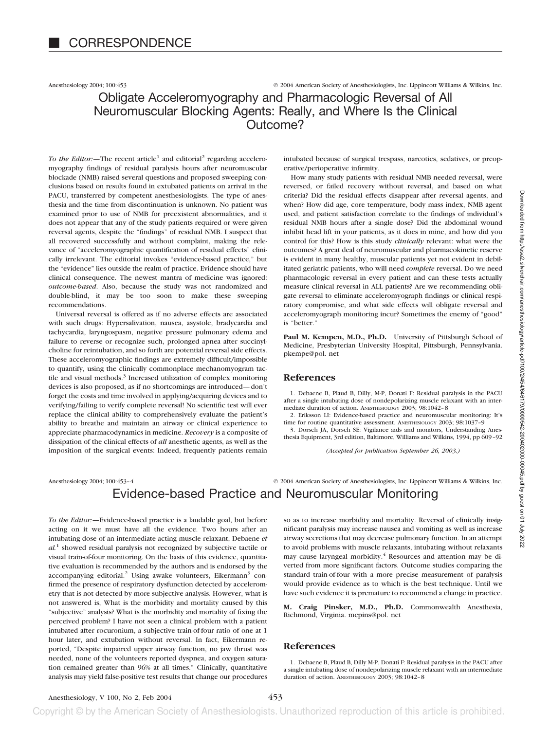# CORRESPONDENCE

Anesthesiology 2004; 100:453 © 2004 American Society of Anesthesiologists, Inc. Lippincott Williams & Wilkins, Inc.

## Obligate Acceleromyography and Pharmacologic Reversal of All Neuromuscular Blocking Agents: Really, and Where Is the Clinical Outcome?

*To the Editor:*—The recent article[1] and editorial[2] regarding acceleromyography findings of residual paralysis hours after neuromuscular blockade (NMB) raised several questions and proposed sweeping conclusions based on results found in extubated patients on arrival in the PACU, transferred by competent anesthesiologists. The type of anesthesia and the time from discontinuation is unknown. No patient was examined prior to use of NMB for preexistent abnormalities, and it does not appear that any of the study patients required or were given reversal agents, despite the "findings" of residual NMB. I suspect that all recovered successfully and without complaint, making the relevance of "acceleromyographic quantification of residual effects" clinically irrelevant. The editorial invokes "evidence-based practice," but the "evidence" lies outside the realm of practice. Evidence should have clinical consequence. The newest mantra of medicine was ignored: *outcome-based*. Also, because the study was not randomized and double-blind, it may be too soon to make these sweeping recommendations.

Universal reversal is offered as if no adverse effects are associated with such drugs: Hypersalivation, nausea, asystole, bradycardia and tachycardia, laryngospasm, negative pressure pulmonary edema and failure to reverse or recognize such, prolonged apnea after succinylcholine for reintubation, and so forth are potential reversal side effects. These acceleromyographic findings are extremely difficult/impossible to quantify, using the clinically commonplace mechanomyogram tactile and visual methods.[3] Increased utilization of complex monitoring devices is also proposed, as if no shortcomings are introduced—don't forget the costs and time involved in applying/acquiring devices and to verifying/failing to verify complete reversal! No scientific test will ever replace the clinical ability to comprehensively evaluate the patient's ability to breathe and maintain an airway or clinical experience to appreciate pharmacodynamics in medicine. *Recovery* is a composite of dissipation of the clinical effects of *all* anesthetic agents, as well as the imposition of the surgical events: Indeed, frequently patients remain intubated because of surgical trespass, narcotics, sedatives, or preoperative/perioperative infirmity.

How many study patients with residual NMB needed reversal, were reversed, or failed recovery without reversal, and based on what criteria? Did the residual effects disappear after reversal agents, and when? How did age, core temperature, body mass index, NMB agent used, and patient satisfaction correlate to the findings of individual's residual NMB hours after a single dose? Did the abdominal wound inhibit head lift in your patients, as it does in mine, and how did you control for this? How is this study *clinically* relevant: what were the outcomes? A great deal of neuromuscular and pharmacokinetic reserve is evident in many healthy, muscular patients yet not evident in debilitated geriatric patients, who will need *complete* reversal. Do we need pharmacologic reversal in every patient and can these tests actually measure clinical reversal in ALL patients? Are we recommending obligate reversal to eliminate acceleromyograph findings or clinical respiratory compromise, and what side effects will obligate reversal and acceleromyograph monitoring incur? Sometimes the enemy of "good" is "better."

**Paul M. Kempen, M.D., Ph.D.** University of Pittsburgh School of Medicine, Presbyterian University Hospital, Pittsburgh, Pennsylvania. pkempe@pol. net

### References

1. Debaene B, Plaud B, Dilly, M-P, Donati F: Residual paralysis in the PACU after a single intubating dose of nondepolarizing muscle relaxant with an intermediate duration of action. Anesthesiology 2003; 98:1042–8
2. Eriksson LI: Evidence-based practice and neuromuscular monitoring: It's time for routine quantitative assessment. Anesthesiology 2003; 98:1037–9
3. Dorsch JA, Dorsch SE: Vigilance aids and monitors, Understanding Anesthesia Equipment, 3rd edition, Baltimore, Williams and Wilkins, 1994, pp 609–92

*(Accepted for publication September 26, 2003.)*

Anesthesiology 2004; 100:453–4 © 2004 American Society of Anesthesiologists, Inc. Lippincott Williams & Wilkins, Inc.

## Evidence-based Practice and Neuromuscular Monitoring

*To the Editor:*—Evidence-based practice is a laudable goal, but before acting on it we must have all the evidence. Two hours after an intubating dose of an intermediate acting muscle relaxant, Debaene *et al.*[1] showed residual paralysis not recognized by subjective tactile or visual train-of-four monitoring. On the basis of this evidence, quantitative evaluation is recommended by the authors and is endorsed by the accompanying editorial.[2] Using awake volunteers, Eikermann[3] confirmed the presence of respiratory dysfunction detected by accelerometry that is not detected by more subjective analysis. However, what is not answered is, What is the morbidity and mortality caused by this "subjective" analysis? What is the morbidity and mortality of fixing the perceived problem? I have not seen a clinical problem with a patient intubated after rocuronium, a subjective train-of-four ratio of one at 1 hour later, and extubation without reversal. In fact, Eikermann reported, "Despite impaired upper airway function, no jaw thrust was needed, none of the volunteers reported dyspnea, and oxygen saturation remained greater than 96% at all times." Clinically, quantitative analysis may yield false-positive test results that change our procedures so as to increase morbidity and mortality. Reversal of clinically insignificant paralysis may increase nausea and vomiting as well as increase airway secretions that may decrease pulmonary function. In an attempt to avoid problems with muscle relaxants, intubating without relaxants may cause laryngeal morbidity.[4] Resources and attention may be diverted from more significant factors. Outcome studies comparing the standard train-of-four with a more precise measurement of paralysis would provide evidence as to which is the best technique. Until we have such evidence it is premature to recommend a change in practice.

**M. Craig Pinsker, M.D., Ph.D.** Commonwealth Anesthesia, Richmond, Virginia. mcpins@pol. net

### References

1. Debaene B, Plaud B, Dilly M-P, Donati F: Residual paralysis in the PACU after a single intubating dose of nondepolarizing muscle relaxant with an intermediate duration of action. Anesthesiology 2003; 98:1042–8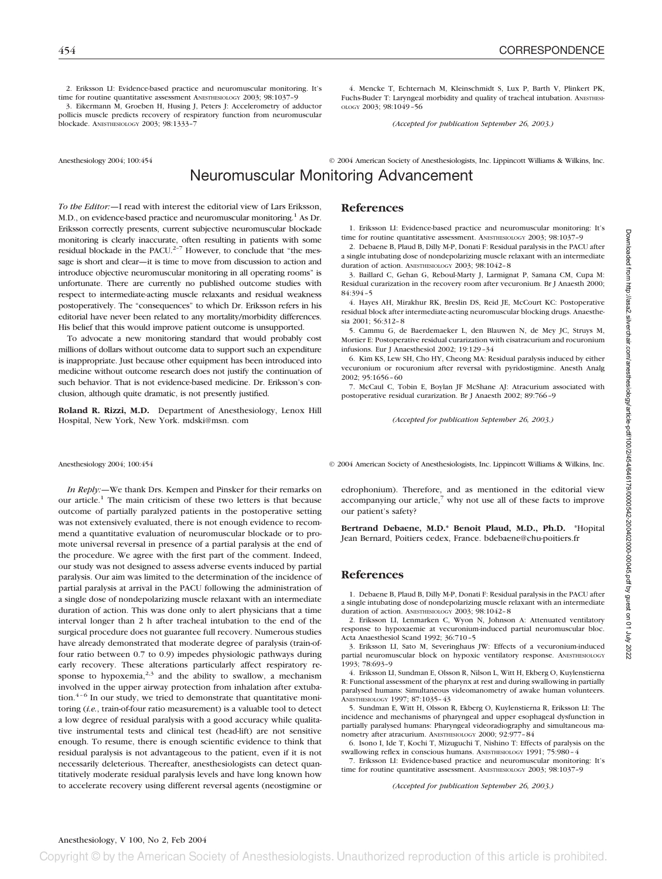2. Eriksson LI: Evidence-based practice and neuromuscular monitoring. It's time for routine quantitative assessment Anesthesiology 2003; 98:1037–9

3. Eikermann M, Groeben H, Husing J, Peters J: Accelerometry of adductor pollicis muscle predicts recovery of respiratory function from neuromuscular blockade. Anesthesiology 2003; 98:1333–7

4. Mencke T, Echternach M, Kleinschmidt S, Lux P, Barth V, Plinkert PK, Fuchs-Buder T: Laryngeal morbidity and quality of tracheal intubation. Anesthesiology 2003; 98:1049–56

*(Accepted for publication September 26, 2003.)*

Anesthesiology 2004; 100:454 © 2004 American Society of Anesthesiologists, Inc. Lippincott Williams & Wilkins, Inc.

# Neuromuscular Monitoring Advancement

*To the Editor:*—I read with interest the editorial view of Lars Eriksson, M.D., on evidence-based practice and neuromuscular monitoring.[1] As Dr. Eriksson correctly presents, current subjective neuromuscular blockade monitoring is clearly inaccurate, often resulting in patients with some residual blockade in the PACU.[2–7] However, to conclude that "the message is short and clear—it is time to move from discussion to action and introduce objective neuromuscular monitoring in all operating rooms" is unfortunate. There are currently no published outcome studies with respect to intermediate-acting muscle relaxants and residual weakness postoperatively. The "consequences" to which Dr. Eriksson refers in his editorial have never been related to any mortality/morbidity differences. His belief that this would improve patient outcome is unsupported.

To advocate a new monitoring standard that would probably cost millions of dollars without outcome data to support such an expenditure is inappropriate. Just because other equipment has been introduced into medicine without outcome research does not justify the continuation of such behavior. That is not evidence-based medicine. Dr. Eriksson's conclusion, although quite dramatic, is not presently justified.

**Roland R. Rizzi, M.D.** Department of Anesthesiology, Lenox Hill Hospital, New York, New York. mdski@msn. com

## References

1. Eriksson LI: Evidence-based practice and neuromuscular monitoring: It's time for routine quantitative assessment. Anesthesiology 2003; 98:1037–9

2. Debaene B, Plaud B, Dilly M-P, Donati F: Residual paralysis in the PACU after a single intubating dose of nondepolarizing muscle relaxant with an intermediate duration of action. Anesthesiology 2003; 98:1042–8

3. Baillard C, Gehan G, Reboul-Marty J, Larmignat P, Samana CM, Cupa M: Residual curarization in the recovery room after vecuronium. Br J Anaesth 2000; 84:394–5

4. Hayes AH, Mirakhur RK, Breslin DS, Reid JE, McCourt KC: Postoperative residual block after intermediate-acting neuromuscular blocking drugs. Anaesthesia 2001; 56:312–8

5. Cammu G, de Baerdemaeker L, den Blauwen N, de Mey JC, Struys M, Mortier E: Postoperative residual curarization with cisatracurium and rocuronium infusions. Eur J Anaesthesiol 2002; 19:129–34

6. Kim KS, Lew SH, Cho HY, Cheong MA: Residual paralysis induced by either vecuronium or rocuronium after reversal with pyridostigmine. Anesth Analg 2002; 95:1656–60

7. McCaul C, Tobin E, Boylan JF McShane AJ: Atracurium associated with postoperative residual curarization. Br J Anaesth 2002; 89:766–9

*(Accepted for publication September 26, 2003.)*

Anesthesiology 2004; 100:454 © 2004 American Society of Anesthesiologists, Inc. Lippincott Williams & Wilkins, Inc.

*In Reply:*—We thank Drs. Kempen and Pinsker for their remarks on our article.[1] The main criticism of these two letters is that because outcome of partially paralyzed patients in the postoperative setting was not extensively evaluated, there is not enough evidence to recommend a quantitative evaluation of neuromuscular blockade or to promote universal reversal in presence of a partial paralysis at the end of the procedure. We agree with the first part of the comment. Indeed, our study was not designed to assess adverse events induced by partial paralysis. Our aim was limited to the determination of the incidence of partial paralysis at arrival in the PACU following the administration of a single dose of nondepolarizing muscle relaxant with an intermediate duration of action. This was done only to alert physicians that a time interval longer than 2 h after tracheal intubation to the end of the surgical procedure does not guarantee full recovery. Numerous studies have already demonstrated that moderate degree of paralysis (train-of-four ratio between 0.7 to 0.9) impedes physiologic pathways during early recovery. These alterations particularly affect respiratory response to hypoxemia,[2,3] and the ability to swallow, a mechanism involved in the upper airway protection from inhalation after extubation.[4–6] In our study, we tried to demonstrate that quantitative monitoring (*i.e.*, train-of-four ratio measurement) is a valuable tool to detect a low degree of residual paralysis with a good accuracy while qualitative instrumental tests and clinical test (head-lift) are not sensitive enough. To resume, there is enough scientific evidence to think that residual paralysis is not advantageous to the patient, even if it is not necessarily deleterious. Thereafter, anesthesiologists can detect quantitatively moderate residual paralysis levels and have long known how to accelerate recovery using different reversal agents (neostigmine or edrophonium). Therefore, and as mentioned in the editorial view accompanying our article,[7] why not use all of these facts to improve our patient's safety?

**Bertrand Debaene, M.D.\* Benoit Plaud, M.D., Ph.D.** \*Hopital Jean Bernard, Poitiers cedex, France. bdebaene@chu-poitiers.fr

## References

1. Debaene B, Plaud B, Dilly M-P, Donati F: Residual paralysis in the PACU after a single intubating dose of nondepolarizing muscle relaxant with an intermediate duration of action. Anesthesiology 2003; 98:1042–8

2. Eriksson LI, Lenmarken C, Wyon N, Johnson A: Attenuated ventilatory response to hypoxaemic at vecuronium-induced partial neuromuscular bloc. Acta Anaesthesiol Scand 1992; 36:710–5

3. Eriksson LI, Sato M, Severinghaus JW: Effects of a vecuronium-induced partial neuromuscular block on hypoxic ventilatory response. Anesthesiology 1993; 78:693–9

4. Eriksson LI, Sundman E, Olsson R, Nilson L, Witt H, Ekberg O, Kuylenstierna R: Functional assessment of the pharynx at rest and during swallowing in partially paralysed humans: Simultaneous videomanometry of awake human volunteers. Anesthesiology 1997; 87:1035–43

5. Sundman E, Witt H, Olsson R, Ekberg O, Kuylenstierna R, Eriksson LI: The incidence and mechanisms of pharyngeal and upper esophageal dysfunction in partially paralysed humans: Pharyngeal videoradiography and simultaneous manometry after atracurium. Anesthesiology 2000; 92:977–84

6. Isono I, Ide T, Kochi T, Mizuguchi T, Nishino T: Effects of paralysis on the swallowing reflex in conscious humans. Anesthesiology 1991; 75:980–4

7. Eriksson LI: Evidence-based practice and neuromuscular monitoring: It's time for routine quantitative assessment. Anesthesiology 2003; 98:1037–9

*(Accepted for publication September 26, 2003.)*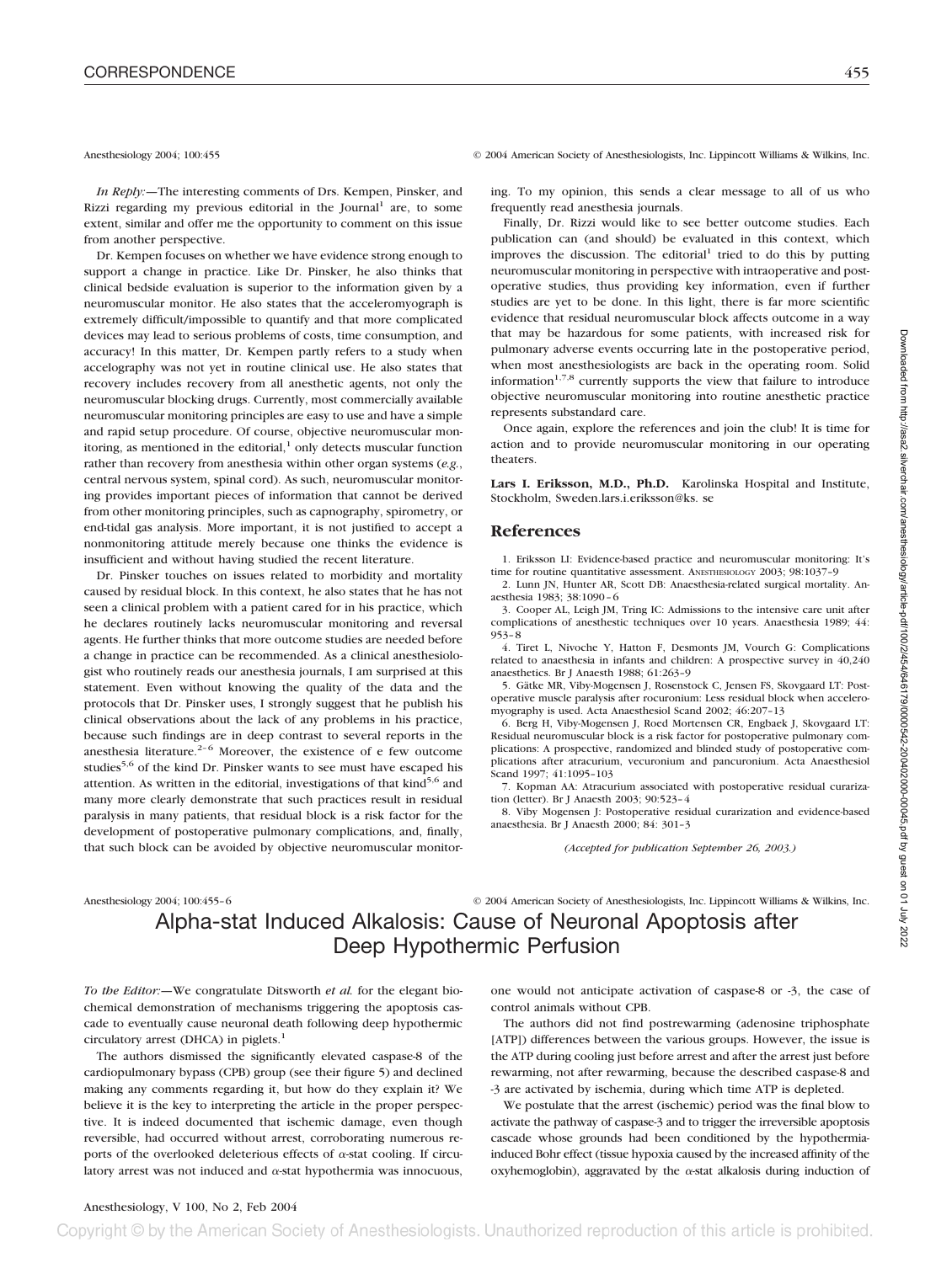*In Reply:*—The interesting comments of Drs. Kempen, Pinsker, and Rizzi regarding my previous editorial in the Journal[1] are, to some extent, similar and offer me the opportunity to comment on this issue from another perspective.

Dr. Kempen focuses on whether we have evidence strong enough to support a change in practice. Like Dr. Pinsker, he also thinks that clinical bedside evaluation is superior to the information given by a neuromuscular monitor. He also states that the acceleromyograph is extremely difficult/impossible to quantify and that more complicated devices may lead to serious problems of costs, time consumption, and accuracy! In this matter, Dr. Kempen partly refers to a study when accelography was not yet in routine clinical use. He also states that recovery includes recovery from all anesthetic agents, not only the neuromuscular blocking drugs. Currently, most commercially available neuromuscular monitoring principles are easy to use and have a simple and rapid setup procedure. Of course, objective neuromuscular monitoring, as mentioned in the editorial,[1] only detects muscular function rather than recovery from anesthesia within other organ systems (*e.g.*, central nervous system, spinal cord). As such, neuromuscular monitoring provides important pieces of information that cannot be derived from other monitoring principles, such as capnography, spirometry, or end-tidal gas analysis. More important, it is not justified to accept a nonmonitoring attitude merely because one thinks the evidence is insufficient and without having studied the recent literature.

Dr. Pinsker touches on issues related to morbidity and mortality caused by residual block. In this context, he also states that he has not seen a clinical problem with a patient cared for in his practice, which he declares routinely lacks neuromuscular monitoring and reversal agents. He further thinks that more outcome studies are needed before a change in practice can be recommended. As a clinical anesthesiologist who routinely reads our anesthesia journals, I am surprised at this statement. Even without knowing the quality of the data and the protocols that Dr. Pinsker uses, I strongly suggest that he publish his clinical observations about the lack of any problems in his practice, because such findings are in deep contrast to several reports in the anesthesia literature.[2–6] Moreover, the existence of e few outcome studies[5,6] of the kind Dr. Pinsker wants to see must have escaped his attention. As written in the editorial, investigations of that kind[5,6] and many more clearly demonstrate that such practices result in residual paralysis in many patients, that residual block is a risk factor for the development of postoperative pulmonary complications, and, finally, that such block can be avoided by objective neuromuscular monitoring. To my opinion, this sends a clear message to all of us who frequently read anesthesia journals.

Finally, Dr. Rizzi would like to see better outcome studies. Each publication can (and should) be evaluated in this context, which improves the discussion. The editorial[1] tried to do this by putting neuromuscular monitoring in perspective with intraoperative and postoperative studies, thus providing key information, even if further studies are yet to be done. In this light, there is far more scientific evidence that residual neuromuscular block affects outcome in a way that may be hazardous for some patients, with increased risk for pulmonary adverse events occurring late in the postoperative period, when most anesthesiologists are back in the operating room. Solid information[1,7,8] currently supports the view that failure to introduce objective neuromuscular monitoring into routine anesthetic practice represents substandard care.

Once again, explore the references and join the club! It is time for action and to provide neuromuscular monitoring in our operating theaters.

**Lars I. Eriksson, M.D., Ph.D.** Karolinska Hospital and Institute, Stockholm, Sweden.lars.i.eriksson@ks. se

## References

1. Eriksson LI: Evidence-based practice and neuromuscular monitoring: It's time for routine quantitative assessment. Anesthesiology 2003; 98:1037–9
2. Lunn JN, Hunter AR, Scott DB: Anaesthesia-related surgical mortality. Anaesthesia 1983; 38:1090–6
3. Cooper AL, Leigh JM, Tring IC: Admissions to the intensive care unit after complications of anesthetic techniques over 10 years. Anaesthesia 1989; 44: 953–8
4. Tiret L, Nivoche Y, Hatton F, Desmonts JM, Vourch G: Complications related to anaesthesia in infants and children: A prospective survey in 40,240 anaesthetics. Br J Anaesth 1988; 61:263–9
5. Gätke MR, Viby-Mogensen J, Rosenstock C, Jensen FS, Skovgaard LT: Postoperative muscle paralysis after rocuronium: Less residual block when acceleromyography is used. Acta Anaesthesiol Scand 2002; 46:207–13
6. Berg H, Viby-Mogensen J, Roed Mortensen CR, Engbaek J, Skovgaard LT: Residual neuromuscular block is a risk factor for postoperative pulmonary complications: A prospective, randomized and blinded study of postoperative complications after atracurium, vecuronium and pancuronium. Acta Anaesthesiol Scand 1997; 41:1095–103
7. Kopman AA: Atracurium associated with postoperative residual curarization (letter). Br J Anaesth 2003; 90:523–4
8. Viby Mogensen J: Postoperative residual curarization and evidence-based anaesthesia. Br J Anaesth 2000; 84: 301–3

*(Accepted for publication September 26, 2003.)*

# Alpha-stat Induced Alkalosis: Cause of Neuronal Apoptosis after Deep Hypothermic Perfusion

*To the Editor:*—We congratulate Ditsworth *et al.* for the elegant biochemical demonstration of mechanisms triggering the apoptosis cascade to eventually cause neuronal death following deep hypothermic circulatory arrest (DHCA) in piglets.[1]

The authors dismissed the significantly elevated caspase-8 of the cardiopulmonary bypass (CPB) group (see their figure 5) and declined making any comments regarding it, but how do they explain it? We believe it is the key to interpreting the article in the proper perspective. It is indeed documented that ischemic damage, even though reversible, had occurred without arrest, corroborating numerous reports of the overlooked deleterious effects of α-stat cooling. If circulatory arrest was not induced and α-stat hypothermia was innocuous, one would not anticipate activation of caspase-8 or -3, the case of control animals without CPB.

The authors did not find postrewarming (adenosine triphosphate [ATP]) differences between the various groups. However, the issue is the ATP during cooling just before arrest and after the arrest just before rewarming, not after rewarming, because the described caspase-8 and -3 are activated by ischemia, during which time ATP is depleted.

We postulate that the arrest (ischemic) period was the final blow to activate the pathway of caspase-3 and to trigger the irreversible apoptosis cascade whose grounds had been conditioned by the hypothermia-induced Bohr effect (tissue hypoxia caused by the increased affinity of the oxyhemoglobin), aggravated by the α-stat alkalosis during induction of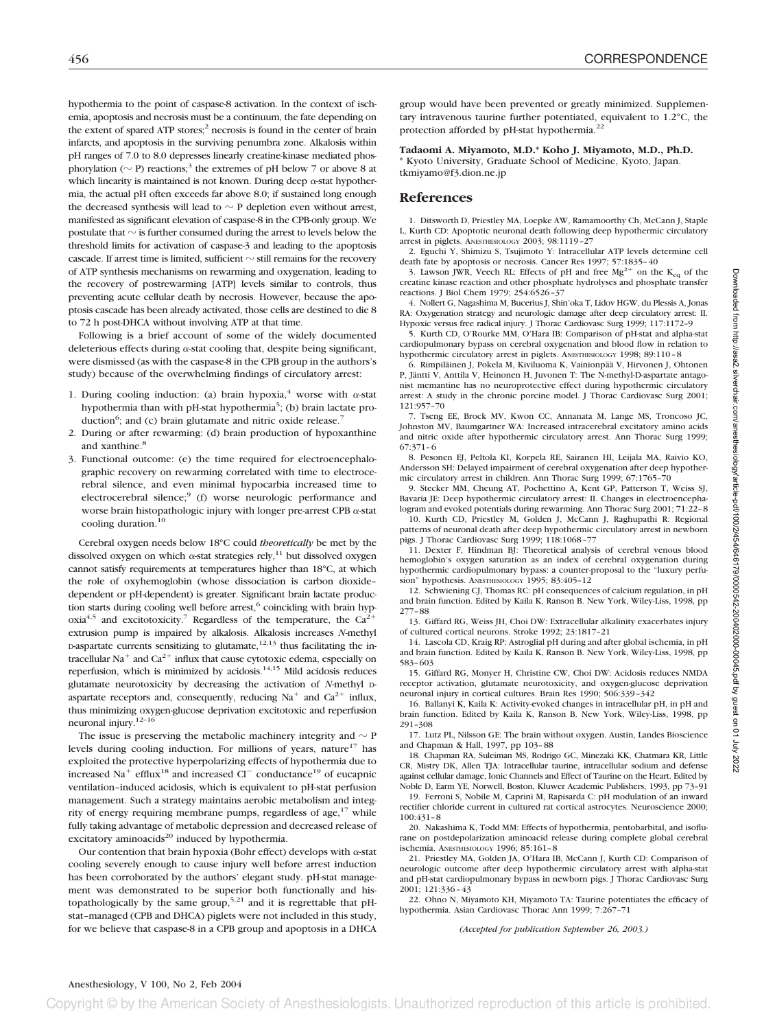hypothermia to the point of caspase-8 activation. In the context of ischemia, apoptosis and necrosis must be a continuum, the fate depending on the extent of spared ATP stores;[2] necrosis is found in the center of brain infarcts, and apoptosis in the surviving penumbra zone. Alkalosis within pH ranges of 7.0 to 8.0 depresses linearly creatine-kinase mediated phosphorylation (~ P) reactions;[3] the extremes of pH below 7 or above 8 at which linearity is maintained is not known. During deep α-stat hypothermia, the actual pH often exceeds far above 8.0; if sustained long enough the decreased synthesis will lead to ~ P depletion even without arrest, manifested as significant elevation of caspase-8 in the CPB-only group. We postulate that ~ is further consumed during the arrest to levels below the threshold limits for activation of caspase-3 and leading to the apoptosis cascade. If arrest time is limited, sufficient ~ still remains for the recovery of ATP synthesis mechanisms on rewarming and oxygenation, leading to the recovery of postrewarming [ATP] levels similar to controls, thus preventing acute cellular death by necrosis. However, because the apoptosis cascade has been already activated, those cells are destined to die 8 to 72 h post-DHCA without involving ATP at that time.

Following is a brief account of some of the widely documented deleterious effects during α-stat cooling that, despite being significant, were dismissed (as with the caspase-8 in the CPB group in the authors's study) because of the overwhelming findings of circulatory arrest:

1. During cooling induction: (a) brain hypoxia,[4] worse with α-stat hypothermia than with pH-stat hypothermia[5]; (b) brain lactate production[6]; and (c) brain glutamate and nitric oxide release.[7]
2. During or after rewarming: (d) brain production of hypoxanthine and xanthine.[8]
3. Functional outcome: (e) the time required for electroencephalographic recovery on rewarming correlated with time to electrocerebral silence, and even minimal hypocarbia increased time to electrocerebral silence;[9] (f) worse neurologic performance and worse brain histopathologic injury with longer pre-arrest CPB α-stat cooling duration.[10]

Cerebral oxygen needs below 18°C could *theoretically* be met by the dissolved oxygen on which α-stat strategies rely,[11] but dissolved oxygen cannot satisfy requirements at temperatures higher than 18°C, at which the role of oxyhemoglobin (whose dissociation is carbon dioxide–dependent or pH-dependent) is greater. Significant brain lactate production starts during cooling well before arrest,[6] coinciding with brain hypoxia[4,5] and excitotoxicity.[7] Regardless of the temperature, the $Ca^{2+}$ extrusion pump is impaired by alkalosis. Alkalosis increases *N*-methyl D-aspartate currents sensitizing to glutamate,[12,13] thus facilitating the intracellular $Na^+$ and $Ca^{2+}$ influx that cause cytotoxic edema, especially on reperfusion, which is minimized by acidosis.[14,15] Mild acidosis reduces glutamate neurotoxicity by decreasing the activation of *N*-methyl D-aspartate receptors and, consequently, reducing $Na^+$ and $Ca^{2+}$ influx, thus minimizing oxygen-glucose deprivation excitotoxic and reperfusion neuronal injury.[12–16]

The issue is preserving the metabolic machinery integrity and ~ P levels during cooling induction. For millions of years, nature[17] has exploited the protective hyperpolarizing effects of hypothermia due to increased $Na^+$ efflux[18] and increased $Cl^-$ conductance[19] of eucapnic ventilation–induced acidosis, which is equivalent to pH-stat perfusion management. Such a strategy maintains aerobic metabolism and integrity of energy requiring membrane pumps, regardless of age,[17] while fully taking advantage of metabolic depression and decreased release of excitatory aminoacids[20] induced by hypothermia.

Our contention that brain hypoxia (Bohr effect) develops with α-stat cooling severely enough to cause injury well before arrest induction has been corroborated by the authors' elegant study. pH-stat management was demonstrated to be superior both functionally and histopathologically by the same group,[5,21] and it is regrettable that pH-stat–managed (CPB and DHCA) piglets were not included in this study, for we believe that caspase-8 in a CPB group and apoptosis in a DHCA group would have been prevented or greatly minimized. Supplementary intravenous taurine further potentiated, equivalent to 1.2°C, the protection afforded by pH-stat hypothermia.[22]

**Tadaomi A. Miyamoto, M.D.\* Koho J. Miyamoto, M.D., Ph.D.**
\* Kyoto University, Graduate School of Medicine, Kyoto, Japan. tkmiyamo@f3.dion.ne.jp

## References

1. Ditsworth D, Priestley MA, Loepke AW, Ramamoorthy Ch, McCann J, Staple L, Kurth CD: Apoptotic neuronal death following deep hypothermic circulatory arrest in piglets. ANESTHESIOLOGY 2003; 98:1119–27
2. Eguchi Y, Shimizu S, Tsujimoto Y: Intracellular ATP levels determine cell death fate by apoptosis or necrosis. Cancer Res 1997; 57:1835–40
3. Lawson JWR, Veech RL: Effects of pH and free $Mg^{2+}$ on the $K_{eq}$ of the creatine kinase reaction and other phosphate hydrolyses and phosphate transfer reactions. J Biol Chem 1979; 254:6526–37
4. Nollert G, Nagashima M, Bucerius J, Shin'oka T, Lidov HGW, du Plessis A, Jonas RA: Oxygenation strategy and neurologic damage after deep circulatory arrest: II. Hypoxic versus free radical injury. J Thorac Cardiovasc Surg 1999; 117:1172–9
5. Kurth CD, O'Rourke MM, O'Hara IB: Comparison of pH-stat and alpha-stat cardiopulmonary bypass on cerebral oxygenation and blood flow in relation to hypothermic circulatory arrest in piglets. ANESTHESIOLOGY 1998; 89:110–8
6. Rimpiläinen J, Pokela M, Kiviluoma K, Vainionpää V, Hirvonen J, Ohtonen P, Jäntti V, Anttila V, Heinonen H, Juvonen T: The N-methyl-D-aspartate antagonist memantine has no neuroprotective effect during hypothermic circulatory arrest: A study in the chronic porcine model. J Thorac Cardiovasc Surg 2001; 121:957–70
7. Tseng EE, Brock MV, Kwon CC, Annanata M, Lange MS, Troncoso JC, Johnston MV, Baumgartner WA: Increased intracerebral excitatory amino acids and nitric oxide after hypothermic circulatory arrest. Ann Thorac Surg 1999; 67:371–6
8. Pesonen EJ, Peltola KI, Korpela RE, Sairanen HI, Leijala MA, Raivio KO, Andersson SH: Delayed impairment of cerebral oxygenation after deep hypothermic circulatory arrest in children. Ann Thorac Surg 1999; 67:1765–70
9. Stecker MM, Cheung AT, Pochettino A, Kent GP, Patterson T, Weiss SJ, Bavaria JE: Deep hypothermic circulatory arrest: II. Changes in electroencephalogram and evoked potentials during rewarming. Ann Thorac Surg 2001; 71:22–8
10. Kurth CD, Priestley M, Golden J, McCann J, Raghupathi R: Regional patterns of neuronal death after deep hypothermic circulatory arrest in newborn pigs. J Thorac Cardiovasc Surg 1999; 118:1068–77
11. Dexter F, Hindman BJ: Theoretical analysis of cerebral venous blood hemoglobin's oxygen saturation as an index of cerebral oxygenation during hypothermic cardiopulmonary bypass: a counter-proposal to the "luxury perfusion" hypothesis. ANESTHESIOLOGY 1995; 83:405–12
12. Schwiening CJ, Thomas RC: pH consequences of calcium regulation, in pH and brain function. Edited by Kaila K, Ranson B. New York, Wiley-Liss, 1998, pp 277–88
13. Giffard RG, Weiss JH, Choi DW: Extracellular alkalinity exacerbates injury of cultured cortical neurons. Stroke 1992; 23:1817–21
14. Lascola CD, Kraig RP: Astroglial pH during and after global ischemia, in pH and brain function. Edited by Kaila K, Ranson B. New York, Wiley-Liss, 1998, pp 583–603
15. Giffard RG, Monyer H, Christine CW, Choi DW: Acidosis reduces NMDA receptor activation, glutamate neurotoxicity, and oxygen-glucose deprivation neuronal injury in cortical cultures. Brain Res 1990; 506:339–342
16. Ballanyi K, Kaila K: Activity-evoked changes in intracellular pH, in pH and brain function. Edited by Kaila K, Ranson B. New York, Wiley-Liss, 1998, pp 291–308
17. Lutz PL, Nilsson GE: The brain without oxygen. Austin, Landes Bioscience and Chapman & Hall, 1997, pp 103–88
18. Chapman RA, Suleiman MS, Rodrigo GC, Minezaki KK, Chatmara KR, Little CR, Mistry DK, Allen TJA: Intracellular taurine, intracellular sodium and defense against cellular damage, Ionic Channels and Effect of Taurine on the Heart. Edited by Noble D, Earm YE, Norwell, Boston, Kluwer Academic Publishers, 1993, pp 73–91
19. Ferroni S, Nobile M, Caprini M, Rapisarda C: pH modulation of an inward rectifier chloride current in cultured rat cortical astrocytes. Neuroscience 2000; 100:431–8
20. Nakashima K, Todd MM: Effects of hypothermia, pentobarbital, and isoflurane on postdepolarization aminoacid release during complete global cerebral ischemia. ANESTHESIOLOGY 1996; 85:161–8
21. Priestley MA, Golden JA, O'Hara IB, McCann J, Kurth CD: Comparison of neurologic outcome after deep hypothermic circulatory arrest with alpha-stat and pH-stat cardiopulmonary bypass in newborn pigs. J Thorac Cardiovasc Surg 2001; 121:336–43
22. Ohno N, Miyamoto KH, Miyamoto TA: Taurine potentiates the efficacy of hypothermia. Asian Cardiovasc Thorac Ann 1999; 7:267–71

*(Accepted for publication September 26, 2003.)*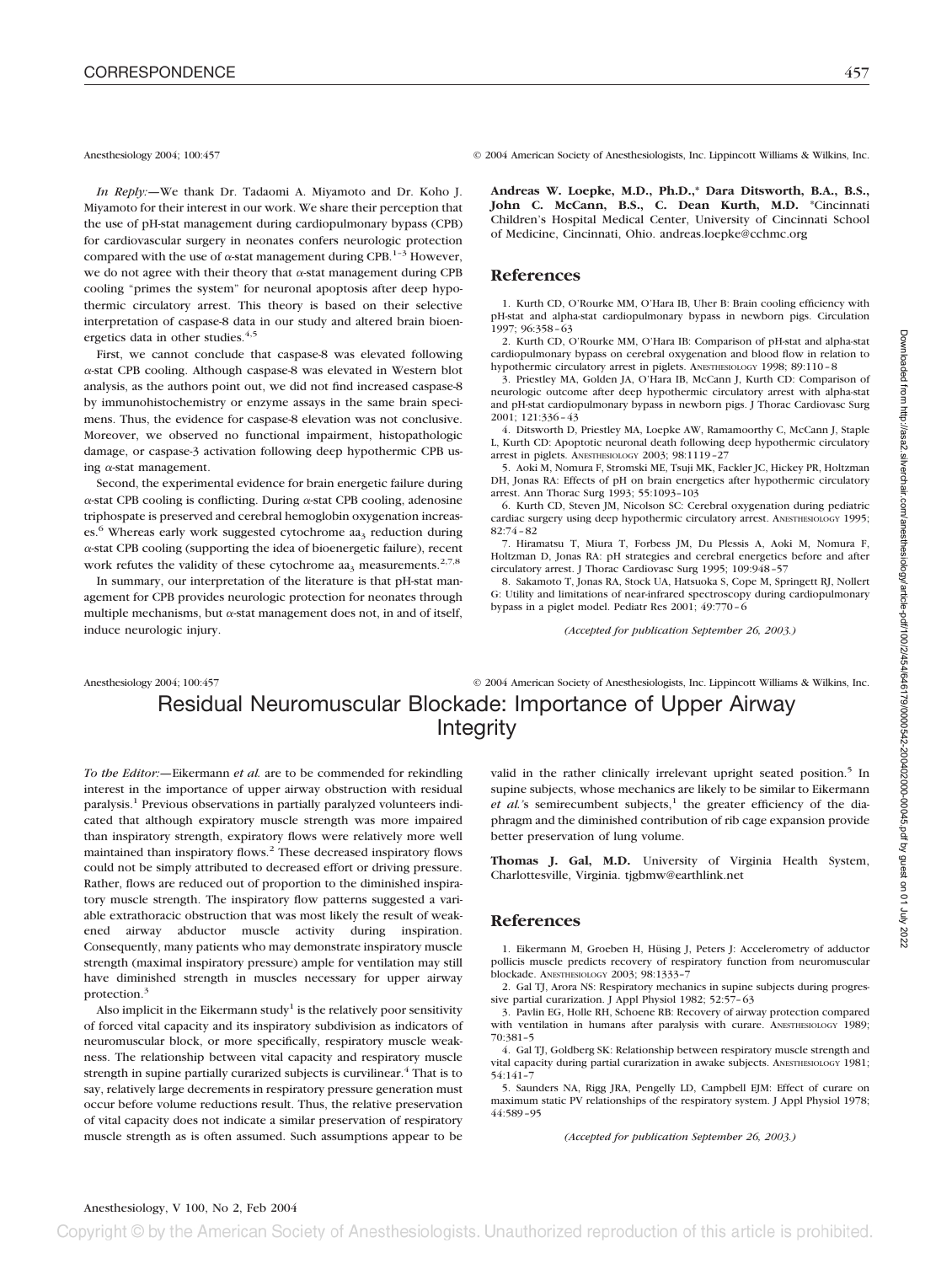*In Reply:*—We thank Dr. Tadaomi A. Miyamoto and Dr. Koho J. Miyamoto for their interest in our work. We share their perception that the use of pH-stat management during cardiopulmonary bypass (CPB) for cardiovascular surgery in neonates confers neurologic protection compared with the use of $\alpha$-stat management during CPB.[1–3] However, we do not agree with their theory that $\alpha$-stat management during CPB cooling "primes the system" for neuronal apoptosis after deep hypothermic circulatory arrest. This theory is based on their selective interpretation of caspase-8 data in our study and altered brain bioenergetics data in other studies.[4,5]

First, we cannot conclude that caspase-8 was elevated following $\alpha$-stat CPB cooling. Although caspase-8 was elevated in Western blot analysis, as the authors point out, we did not find increased caspase-8 by immunohistochemistry or enzyme assays in the same brain specimens. Thus, the evidence for caspase-8 elevation was not conclusive. Moreover, we observed no functional impairment, histopathologic damage, or caspase-3 activation following deep hypothermic CPB using $\alpha$-stat management.

Second, the experimental evidence for brain energetic failure during $\alpha$-stat CPB cooling is conflicting. During $\alpha$-stat CPB cooling, adenosine triphospate is preserved and cerebral hemoglobin oxygenation increases.[6] Whereas early work suggested cytochrome $aa_3$ reduction during $\alpha$-stat CPB cooling (supporting the idea of bioenergetic failure), recent work refutes the validity of these cytochrome $aa_3$ measurements.[2,7,8]

In summary, our interpretation of the literature is that pH-stat management for CPB provides neurologic protection for neonates through multiple mechanisms, but $\alpha$-stat management does not, in and of itself, induce neurologic injury.

**Andreas W. Loepke, M.D., Ph.D.,\* Dara Ditsworth, B.A., B.S., John C. McCann, B.S., C. Dean Kurth, M.D.** \*Cincinnati Children's Hospital Medical Center, University of Cincinnati School of Medicine, Cincinnati, Ohio. andreas.loepke@cchmc.org

## References

1. Kurth CD, O'Rourke MM, O'Hara IB, Uher B: Brain cooling efficiency with pH-stat and alpha-stat cardiopulmonary bypass in newborn pigs. Circulation 1997; 96:358–63
2. Kurth CD, O'Rourke MM, O'Hara IB: Comparison of pH-stat and alpha-stat cardiopulmonary bypass on cerebral oxygenation and blood flow in relation to hypothermic circulatory arrest in piglets. ANESTHESIOLOGY 1998; 89:110–8
3. Priestley MA, Golden JA, O'Hara IB, McCann J, Kurth CD: Comparison of neurologic outcome after deep hypothermic circulatory arrest with alpha-stat and pH-stat cardiopulmonary bypass in newborn pigs. J Thorac Cardiovasc Surg 2001; 121:336–43
4. Ditsworth D, Priestley MA, Loepke AW, Ramamoorthy C, McCann J, Staple L, Kurth CD: Apoptotic neuronal death following deep hypothermic circulatory arrest in piglets. ANESTHESIOLOGY 2003; 98:1119–27
5. Aoki M, Nomura F, Stromski ME, Tsuji MK, Fackler JC, Hickey PR, Holtzman DH, Jonas RA: Effects of pH on brain energetics after hypothermic circulatory arrest. Ann Thorac Surg 1993; 55:1093–103
6. Kurth CD, Steven JM, Nicolson SC: Cerebral oxygenation during pediatric cardiac surgery using deep hypothermic circulatory arrest. ANESTHESIOLOGY 1995; 82:74–82
7. Hiramatsu T, Miura T, Forbess JM, Du Plessis A, Aoki M, Nomura F, Holtzman D, Jonas RA: pH strategies and cerebral energetics before and after circulatory arrest. J Thorac Cardiovasc Surg 1995; 109:948–57
8. Sakamoto T, Jonas RA, Stock UA, Hatsuoka S, Cope M, Springett RJ, Nollert G: Utility and limitations of near-infrared spectroscopy during cardiopulmonary bypass in a piglet model. Pediatr Res 2001; 49:770–6

*(Accepted for publication September 26, 2003.)*

# Residual Neuromuscular Blockade: Importance of Upper Airway Integrity

*To the Editor:*—Eikermann *et al.* are to be commended for rekindling interest in the importance of upper airway obstruction with residual paralysis.[1] Previous observations in partially paralyzed volunteers indicated that although expiratory muscle strength was more impaired than inspiratory strength, expiratory flows were relatively more well maintained than inspiratory flows.[2] These decreased inspiratory flows could not be simply attributed to decreased effort or driving pressure. Rather, flows are reduced out of proportion to the diminished inspiratory muscle strength. The inspiratory flow patterns suggested a variable extrathoracic obstruction that was most likely the result of weakened airway abductor muscle activity during inspiration. Consequently, many patients who may demonstrate inspiratory muscle strength (maximal inspiratory pressure) ample for ventilation may still have diminished strength in muscles necessary for upper airway protection.[3]

Also implicit in the Eikermann study[1] is the relatively poor sensitivity of forced vital capacity and its inspiratory subdivision as indicators of neuromuscular block, or more specifically, respiratory muscle weakness. The relationship between vital capacity and respiratory muscle strength in supine partially curarized subjects is curvilinear.[4] That is to say, relatively large decrements in respiratory pressure generation must occur before volume reductions result. Thus, the relative preservation of vital capacity does not indicate a similar preservation of respiratory muscle strength as is often assumed. Such assumptions appear to be valid in the rather clinically irrelevant upright seated position.[5] In supine subjects, whose mechanics are likely to be similar to Eikermann *et al.*'s semirecumbent subjects,[1] the greater efficiency of the diaphragm and the diminished contribution of rib cage expansion provide better preservation of lung volume.

**Thomas J. Gal, M.D.** University of Virginia Health System, Charlottesville, Virginia. tjgbmw@earthlink.net

## References

1. Eikermann M, Groeben H, Hüsing J, Peters J: Accelerometry of adductor pollicis muscle predicts recovery of respiratory function from neuromuscular blockade. ANESTHESIOLOGY 2003; 98:1333–7
2. Gal TJ, Arora NS: Respiratory mechanics in supine subjects during progressive partial curarization. J Appl Physiol 1982; 52:57–63
3. Pavlin EG, Holle RH, Schoene RB: Recovery of airway protection compared with ventilation in humans after paralysis with curare. ANESTHESIOLOGY 1989; 70:381–5
4. Gal TJ, Goldberg SK: Relationship between respiratory muscle strength and vital capacity during partial curarization in awake subjects. ANESTHESIOLOGY 1981; 54:141–7
5. Saunders NA, Rigg JRA, Pengelly LD, Campbell EJM: Effect of curare on maximum static PV relationships of the respiratory system. J Appl Physiol 1978; 44:589–95

*(Accepted for publication September 26, 2003.)*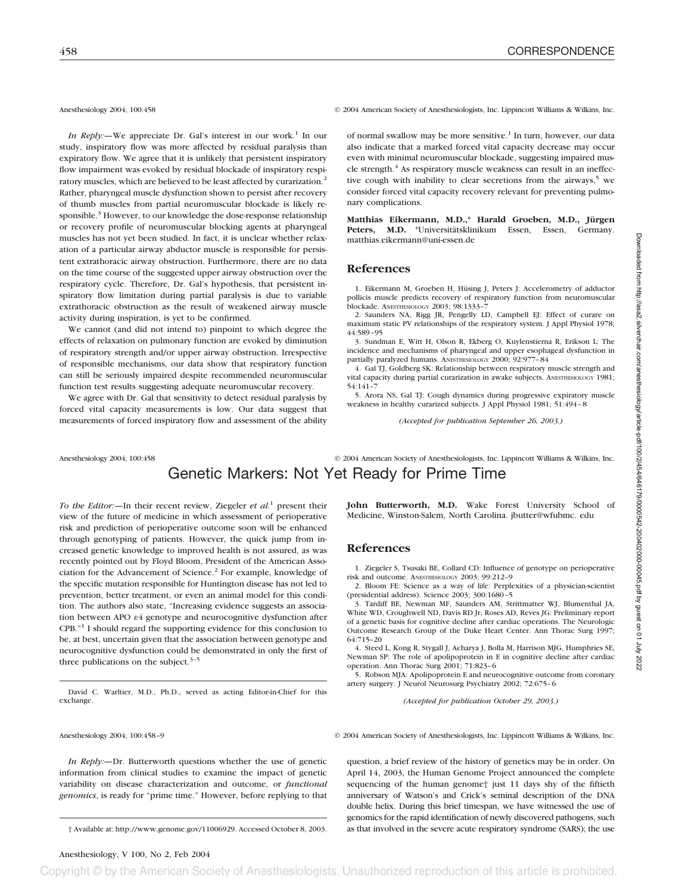Anesthesiology 2004; 100:458 © 2004 American Society of Anesthesiologists, Inc. Lippincott Williams & Wilkins, Inc.

*In Reply:*—We appreciate Dr. Gal's interest in our work.[1] In our study, inspiratory flow was more affected by residual paralysis than expiratory flow. We agree that it is unlikely that persistent inspiratory flow impairment was evoked by residual blockade of inspiratory respiratory muscles, which are believed to be least affected by curarization.[2] Rather, pharyngeal muscle dysfunction shown to persist after recovery of thumb muscles from partial neuromuscular blockade is likely responsible.[3] However, to our knowledge the dose-response relationship or recovery profile of neuromuscular blocking agents at pharyngeal muscles has not yet been studied. In fact, it is unclear whether relaxation of a particular airway abductor muscle is responsible for persistent extrathoracic airway obstruction. Furthermore, there are no data on the time course of the suggested upper airway obstruction over the respiratory cycle. Therefore, Dr. Gal's hypothesis, that persistent inspiratory flow limitation during partial paralysis is due to variable extrathoracic obstruction as the result of weakened airway muscle activity during inspiration, is yet to be confirmed.

We cannot (and did not intend to) pinpoint to which degree the effects of relaxation on pulmonary function are evoked by diminution of respiratory strength and/or upper airway obstruction. Irrespective of responsible mechanisms, our data show that respiratory function can still be seriously impaired despite recommended neuromuscular function test results suggesting adequate neuromuscular recovery.

We agree with Dr. Gal that sensitivity to detect residual paralysis by forced vital capacity measurements is low. Our data suggest that measurements of forced inspiratory flow and assessment of the ability of normal swallow may be more sensitive.[1] In turn, however, our data also indicate that a marked forced vital capacity decrease may occur even with minimal neuromuscular blockade, suggesting impaired muscle strength.[4] As respiratory muscle weakness can result in an ineffective cough with inability to clear secretions from the airways,[5] we consider forced vital capacity recovery relevant for preventing pulmonary complications.

**Matthias Eikermann, M.D.,\* Harald Groeben, M.D., Jürgen Peters, M.D.** \*Universitätsklinikum Essen, Essen, Germany. matthias.eikermann@uni-essen.de

## References

1. Eikermann M, Groeben H, Hüsing J, Peters J: Accelerometry of adductor pollicis muscle predicts recovery of respiratory function from neuromuscular blockade. Anesthesiology 2003; 98:1333–7
2. Saunders NA, Rigg JR, Pengelly LD, Campbell EJ: Effect of curare on maximum static PV relationships of the respiratory system. J Appl Physiol 1978; 44:589–95
3. Sundman E, Witt H, Olson R, Ekberg O, Kuylenstierna R, Erikson L: The incidence and mechanisms of pharyngeal and upper esophageal dysfunction in partially paralyzed humans. Anesthesiology 2000; 92:977–84
4. Gal TJ, Goldberg SK: Relationship between respiratory muscle strength and vital capacity during partial curarization in awake subjects. Anesthesiology 1981; 54:141–7
5. Arora NS, Gal TJ: Cough dynamics during progressive expiratory muscle weakness in healthy curarized subjects. J Appl Physiol 1981; 51:494–8

*(Accepted for publication September 26, 2003.)*

Anesthesiology 2004; 100:458 © 2004 American Society of Anesthesiologists, Inc. Lippincott Williams & Wilkins, Inc.

# Genetic Markers: Not Yet Ready for Prime Time

*To the Editor:*—In their recent review, Ziegeler *et al.*[1] present their view of the future of medicine in which assessment of perioperative risk and prediction of perioperative outcome soon will be enhanced through genotyping of patients. However, the quick jump from increased genetic knowledge to improved health is not assured, as was recently pointed out by Floyd Bloom, President of the American Association for the Advancement of Science.[2] For example, knowledge of the specific mutation responsible for Huntington disease has not led to prevention, better treatment, or even an animal model for this condition. The authors also state, "Increasing evidence suggests an association between APO $\varepsilon 4$ genotype and neurocognitive dysfunction after CPB."[1] I should regard the supporting evidence for this conclusion to be, at best, uncertain given that the association between genotype and neurocognitive dysfunction could be demonstrated in only the first of three publications on the subject.[3–5]

David C. Warltier, M.D., Ph.D., served as acting Editor-in-Chief for this exchange.

**John Butterworth, M.D.** Wake Forest University School of Medicine, Winston-Salem, North Carolina. jbutter@wfubmc. edu

## References

1. Ziegeler S, Tsusaki BE, Collard CD: Influence of genotype on perioperative risk and outcome. Anesthesiology 2003; 99:212–9
2. Bloom FE: Science as a way of life: Perplexities of a physician-scientist (presidential address). Science 2003; 300:1680–5
3. Tardiff BE, Newman MF, Saunders AM, Strittmatter WJ, Blumenthal JA, White WD, Croughwell ND, Davis RD Jr, Roses AD, Reves JG: Preliminary report of a genetic basis for cognitive decline after cardiac operations. The Neurologic Outcome Research Group of the Duke Heart Center. Ann Thorac Surg 1997; 64:715–20
4. Steed L, Kong R, Stygall J, Acharya J, Bolla M, Harrison MJG, Humphries SE, Newman SP: The role of apolipoprotein in E in cognitive decline after cardiac operation. Ann Thorac Surg 2001; 71:823–6
5. Robson MJA: Apolipoprotein E and neurocognitive outcome from coronary artery surgery. J Neurol Neurosurg Psychiatry 2002; 72:675–6

*(Accepted for publication October 29, 2003.)*

Anesthesiology 2004; 100:458–9 © 2004 American Society of Anesthesiologists, Inc. Lippincott Williams & Wilkins, Inc.

*In Reply:*—Dr. Butterworth questions whether the use of genetic information from clinical studies to examine the impact of genetic variability on disease characterization and outcome, or *functional genomics*, is ready for "prime time." However, before replying to that question, a brief review of the history of genetics may be in order. On April 14, 2003, the Human Genome Project announced the complete sequencing of the human genome† just 11 days shy of the fiftieth anniversary of Watson's and Crick's seminal description of the DNA double helix. During this brief timespan, we have witnessed the use of genomics for the rapid identification of newly discovered pathogens, such as that involved in the severe acute respiratory syndrome (SARS); the use

† Available at: http://www.genome.gov/11006929. Accessed October 8, 2003.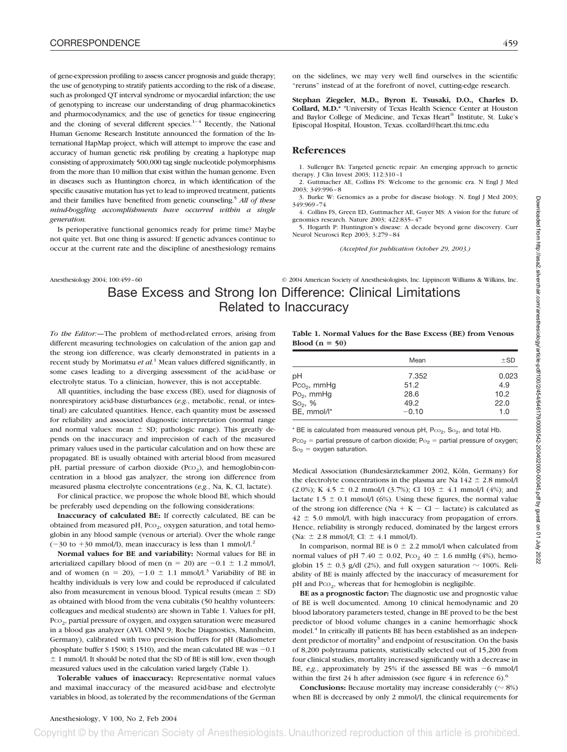of gene-expression profiling to assess cancer prognosis and guide therapy; the use of genotyping to stratify patients according to the risk of a disease, such as prolonged QT interval syndrome or myocardial infarction; the use of genotyping to increase our understanding of drug pharmacokinetics and pharmocodynamics; and the use of genetics for tissue engineering and the cloning of several different species.[1–4] Recently, the National Human Genome Research Institute announced the formation of the International HapMap project, which will attempt to improve the ease and accuracy of human genetic risk profiling by creating a haplotype map consisting of approximately 500,000 tag single nucleotide polymorphisms from the more than 10 million that exist within the human genome. Even in diseases such as Huntington chorea, in which identification of the specific causative mutation has yet to lead to improved treatment, patients and their families have benefited from genetic counseling.[5] *All of these mind-boggling accomplishments have occurred within a single generation.*

Is perioperative functional genomics ready for prime time? Maybe not quite yet. But one thing is assured: If genetic advances continue to occur at the current rate and the discipline of anesthesiology remains on the sidelines, we may very well find ourselves in the scientific "reruns" instead of at the forefront of novel, cutting-edge research.

**Stephan Ziegeler, M.D., Byron E. Tsusaki, D.O., Charles D. Collard, M.D.*** *University of Texas Health Science Center at Houston and Baylor College of Medicine, and Texas Heart® Institute, St. Luke's Episcopal Hospital, Houston, Texas. ccollard@heart.thi.tmc.edu

## References

1. Sullenger BA: Targeted genetic repair: An emerging approach to genetic therapy. J Clin Invest 2003; 112:310–1
2. Guttmacher AE, Collins FS: Welcome to the genomic era. N Engl J Med 2003; 349:996–8
3. Burke W: Genomics as a probe for disease biology. N. Engl J Med 2003; 349:969–74
4. Collins FS, Green ED, Guttmacher AE, Guyer MS: A vision for the future of genomics research. Nature 2003; 422:835–47
5. Hogarth P: Huntington's disease: A decade beyond gene discovery. Curr Neurol Neurosci Rep 2003; 3:279–84

*(Accepted for publication October 29, 2003.)*

Anesthesiology 2004; 100:459–60 © 2004 American Society of Anesthesiologists, Inc. Lippincott Williams & Wilkins, Inc.

# Base Excess and Strong Ion Difference: Clinical Limitations Related to Inaccuracy

*To the Editor:*—The problem of method-related errors, arising from different measuring technologies on calculation of the anion gap and the strong ion difference, was clearly demonstrated in patients in a recent study by Morimatsu *et al.*[1] Mean values differed significantly, in some cases leading to a diverging assessment of the acid-base or electrolyte status. To a clinician, however, this is not acceptable.

All quantities, including the base excess (BE), used for diagnosis of nonrespiratory acid-base disturbances (*e.g.*, metabolic, renal, or intestinal) are calculated quantities. Hence, each quantity must be assessed for reliability and associated diagnostic interpretation (normal range and normal values: mean ± SD; pathologic range). This greatly depends on the inaccuracy and imprecision of each of the measured primary values used in the particular calculation and on how these are propagated. BE is usually obtained with arterial blood from measured pH, partial pressure of carbon dioxide ($P_{CO_2}$), and hemoglobin-concentration in a blood gas analyzer, the strong ion difference from measured plasma electrolyte concentrations (*e.g.*, Na, K, Cl, lactate).

For clinical practice, we propose the whole blood BE, which should be preferably used depending on the following considerations:

**Inaccuracy of calculated BE:** If correctly calculated, BE can be obtained from measured pH, $P_{CO_2}$, oxygen saturation, and total hemoglobin in any blood sample (venous or arterial). Over the whole range (−30 to +30 mmol/l), mean inaccuracy is less than 1 mmol/l.[2]

**Normal values for BE and variability:** Normal values for BE in arterialized capillary blood of men (n = 20) are −0.1 ± 1.2 mmol/l, and of women (n = 20), −1.0 ± 1.1 mmol/l.[3] Variability of BE in healthy individuals is very low and could be reproduced if calculated also from measurement in venous blood. Typical results (mean ± SD) as obtained with blood from the vena cubitalis (50 healthy volunteers: colleagues and medical students) are shown in Table 1. Values for pH, $P_{CO_2}$, partial pressure of oxygen, and oxygen saturation were measured in a blood gas analyzer (AVL OMNI 9; Roche Diagnostics, Mannheim, Germany), calibrated with two precision buffers for pH (Radiometer phosphate buffer S 1500; S 1510), and the mean calculated BE was −0.1 ± 1 mmol/l. It should be noted that the SD of BE is still low, even though measured values used in the calculation varied largely (Table 1).

**Tolerable values of inaccuracy:** Representative normal values and maximal inaccuracy of the measured acid-base and electrolyte variables in blood, as tolerated by the recommendations of the German Medical Association (Bundesärztekammer 2002, Köln, Germany) for the electrolyte concentrations in the plasma are Na 142 ± 2.8 mmol/l (2.0%); K 4.5 ± 0.2 mmol/l (3.7%); Cl 103 ± 4.1 mmol/l (4%); and lactate 1.5 ± 0.1 mmol/l (6%). Using these figures, the normal value of the strong ion difference (Na + K − Cl − lactate) is calculated as 42 ± 5.0 mmol/l, with high inaccuracy from propagation of errors. Hence, reliability is strongly reduced, dominated by the largest errors (Na: ± 2.8 mmol/l; Cl: ± 4.1 mmol/l).

**Table 1. Normal Values for the Base Excess (BE) from Venous Blood (n = 50)**

| | Mean | ±SD |
|---|---|---|
| pH | 7.352 | 0.023 |
| $P_{CO_2}$, mmHg | 51.2 | 4.9 |
| $P_{O_2}$, mmHg | 28.6 | 10.2 |
| $S_{O_2}$, % | 49.2 | 22.0 |
| BE, mmol/l* | −0.10 | 1.0 |

\* BE is calculated from measured venous pH, $P_{CO_2}$, $S_{O_2}$, and total Hb.

$P_{CO_2}$ = partial pressure of carbon dioxide; $P_{O_2}$ = partial pressure of oxygen; $S_{O_2}$ = oxygen saturation.

In comparison, normal BE is 0 ± 2.2 mmol/l when calculated from normal values of pH 7.40 ± 0.02, $P_{CO_2}$ 40 ± 1.6 mmHg (4%), hemoglobin 15 ± 0.3 g/dl (2%), and full oxygen saturation ~ 100%. Reliability of BE is mainly affected by the inaccuracy of measurement for pH and $P_{CO_2}$, whereas that for hemoglobin is negligible.

**BE as a prognostic factor:** The diagnostic use and prognostic value of BE is well documented. Among 10 clinical hemodynamic and 20 blood laboratory parameters tested, change in BE proved to be the best predictor of blood volume changes in a canine hemorrhagic shock model.[4] In critically ill patients BE has been established as an independent predictor of mortality[5] and endpoint of resuscitation. On the basis of 8,200 polytrauma patients, statistically selected out of 15,200 from four clinical studies, mortality increased significantly with a decrease in BE, *e.g.*, approximately by 25% if the assessed BE was −6 mmol/l within the first 24 h after admission (see figure 4 in reference 6).[6]

**Conclusions:** Because mortality may increase considerably (~ 8%) when BE is decreased by only 2 mmol/l, the clinical requirements for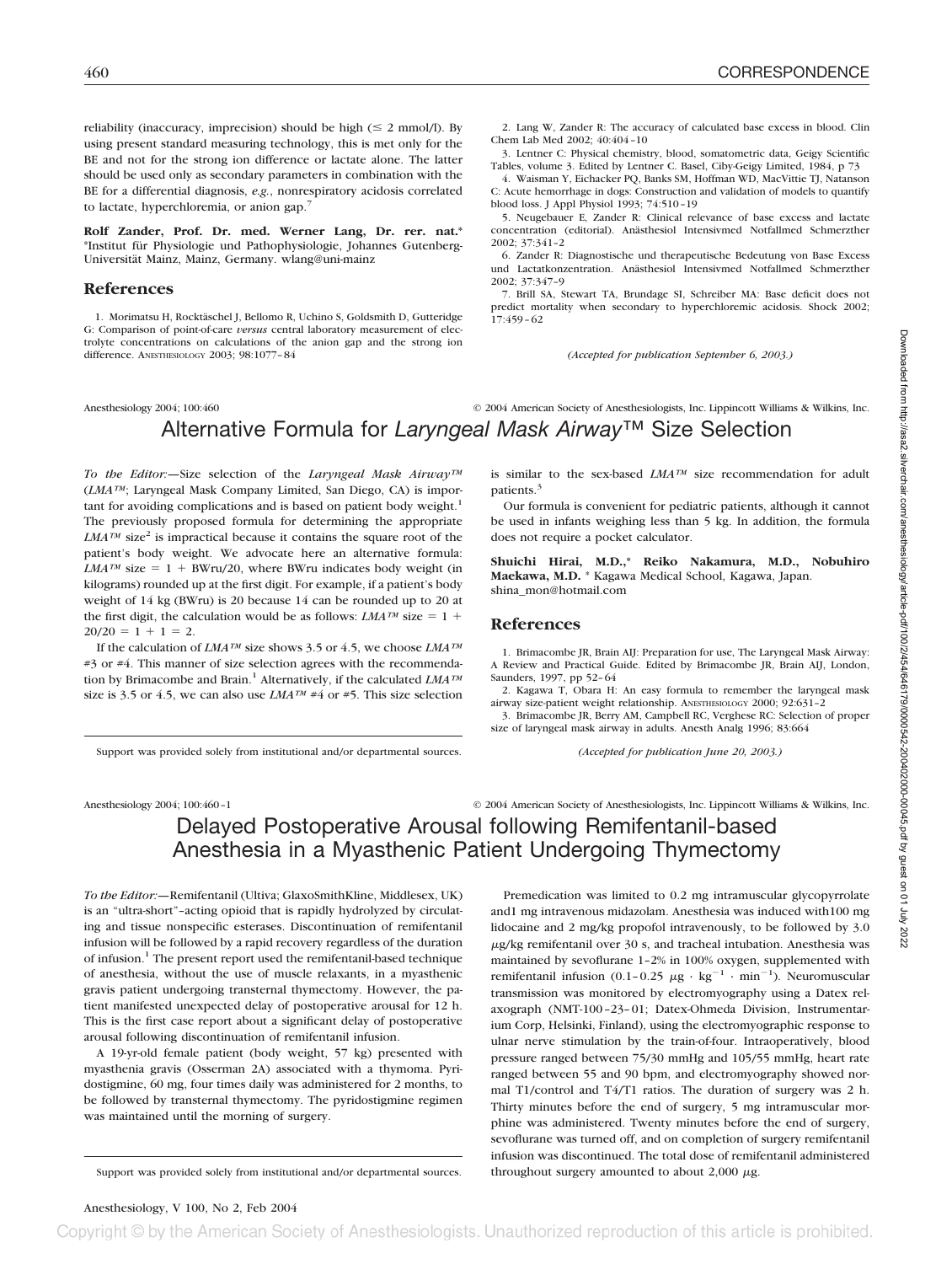reliability (inaccuracy, imprecision) should be high (≤ 2 mmol/l). By using present standard measuring technology, this is met only for the BE and not for the strong ion difference or lactate alone. The latter should be used only as secondary parameters in combination with the BE for a differential diagnosis, *e.g.*, nonrespiratory acidosis correlated to lactate, hyperchloremia, or anion gap.[7]

**Rolf Zander, Prof. Dr. med. Werner Lang, Dr. rer. nat.*** *Institut für Physiologie und Pathophysiologie, Johannes Gutenberg-Universität Mainz, Mainz, Germany. wlang@uni-mainz

## References

1. Morimatsu H, Rocktäschel J, Bellomo R, Uchino S, Goldsmith D, Gutteridge G: Comparison of point-of-care *versus* central laboratory measurement of electrolyte concentrations on calculations of the anion gap and the strong ion difference. ANESTHESIOLOGY 2003; 98:1077–84
2. Lang W, Zander R: The accuracy of calculated base excess in blood. Clin Chem Lab Med 2002; 40:404–10
3. Lentner C: Physical chemistry, blood, somatometric data, Geigy Scientific Tables, volume 3. Edited by Lentner C. Basel, Ciby-Geigy Limited, 1984, p 73
4. Waisman Y, Eichacker PQ, Banks SM, Hoffman WD, MacVittie TJ, Natanson C: Acute hemorrhage in dogs: Construction and validation of models to quantify blood loss. J Appl Physiol 1993; 74:510–19
5. Neugebauer E, Zander R: Clinical relevance of base excess and lactate concentration (editorial). Anästhesiol Intensivmed Notfallmed Schmerzther 2002; 37:341–2
6. Zander R: Diagnostische und therapeutische Bedeutung von Base Excess und Lactatkonzentration. Anästhesiol Intensivmed Notfallmed Schmerzther 2002; 37:347–9
7. Brill SA, Stewart TA, Brundage SI, Schreiber MA: Base deficit does not predict mortality when secondary to hyperchloremic acidosis. Shock 2002; 17:459–62

*(Accepted for publication September 6, 2003.)*

Anesthesiology 2004; 100:460 © 2004 American Society of Anesthesiologists, Inc. Lippincott Williams & Wilkins, Inc.

# Alternative Formula for *Laryngeal Mask Airway™* Size Selection

*To the Editor:*—Size selection of the *Laryngeal Mask Airway™* (*LMA™*; Laryngeal Mask Company Limited, San Diego, CA) is important for avoiding complications and is based on patient body weight.[1] The previously proposed formula for determining the appropriate *LMA™* size[2] is impractical because it contains the square root of the patient's body weight. We advocate here an alternative formula: *LMA™* size = 1 + BWru/20, where BWru indicates body weight (in kilograms) rounded up at the first digit. For example, if a patient's body weight of 14 kg (BWru) is 20 because 14 can be rounded up to 20 at the first digit, the calculation would be as follows: *LMA™* size = 1 + 20/20 = 1 + 1 = 2.

If the calculation of *LMA™* size shows 3.5 or 4.5, we choose *LMA™* #3 or #4. This manner of size selection agrees with the recommendation by Brimacombe and Brain.[1] Alternatively, if the calculated *LMA™* size is 3.5 or 4.5, we can also use *LMA™* #4 or #5. This size selection is similar to the sex-based *LMA™* size recommendation for adult patients.[3]

Our formula is convenient for pediatric patients, although it cannot be used in infants weighing less than 5 kg. In addition, the formula does not require a pocket calculator.

**Shuichi Hirai, M.D.,* Reiko Nakamura, M.D., Nobuhiro Maekawa, M.D.** * Kagawa Medical School, Kagawa, Japan. shina_mon@hotmail.com

## References

1. Brimacombe JR, Brain AIJ: Preparation for use, The Laryngeal Mask Airway: A Review and Practical Guide. Edited by Brimacombe JR, Brain AIJ, London, Saunders, 1997, pp 52–64
2. Kagawa T, Obara H: An easy formula to remember the laryngeal mask airway size-patient weight relationship. ANESTHESIOLOGY 2000; 92:631–2
3. Brimacombe JR, Berry AM, Campbell RC, Verghese RC: Selection of proper size of laryngeal mask airway in adults. Anesth Analg 1996; 83:664

*(Accepted for publication June 20, 2003.)*

Support was provided solely from institutional and/or departmental sources.

Anesthesiology 2004; 100:460–1 © 2004 American Society of Anesthesiologists, Inc. Lippincott Williams & Wilkins, Inc.

# Delayed Postoperative Arousal following Remifentanil-based Anesthesia in a Myasthenic Patient Undergoing Thymectomy

*To the Editor:*—Remifentanil (Ultiva; GlaxoSmithKline, Middlesex, UK) is an "ultra-short"–acting opioid that is rapidly hydrolyzed by circulating and tissue nonspecific esterases. Discontinuation of remifentanil infusion will be followed by a rapid recovery regardless of the duration of infusion.[1] The present report used the remifentanil-based technique of anesthesia, without the use of muscle relaxants, in a myasthenic gravis patient undergoing transternal thymectomy. However, the patient manifested unexpected delay of postoperative arousal for 12 h. This is the first case report about a significant delay of postoperative arousal following discontinuation of remifentanil infusion.

A 19-yr-old female patient (body weight, 57 kg) presented with myasthenia gravis (Osserman 2A) associated with a thymoma. Pyridostigmine, 60 mg, four times daily was administered for 2 months, to be followed by transternal thymectomy. The pyridostigmine regimen was maintained until the morning of surgery.

Premedication was limited to 0.2 mg intramuscular glycopyrrolate and1 mg intravenous midazolam. Anesthesia was induced with100 mg lidocaine and 2 mg/kg propofol intravenously, to be followed by 3.0 $\mu$g/kg remifentanil over 30 s, and tracheal intubation. Anesthesia was maintained by sevoflurane 1–2% in 100% oxygen, supplemented with remifentanil infusion (0.1–0.25 $\mu g \cdot kg^{-1} \cdot min^{-1}$). Neuromuscular transmission was monitored by electromyography using a Datex relaxograph (NMT-100–23–01; Datex-Ohmeda Division, Instrumentarium Corp, Helsinki, Finland), using the electromyographic response to ulnar nerve stimulation by the train-of-four. Intraoperatively, blood pressure ranged between 75/30 mmHg and 105/55 mmHg, heart rate ranged between 55 and 90 bpm, and electromyography showed normal T1/control and T4/T1 ratios. The duration of surgery was 2 h. Thirty minutes before the end of surgery, 5 mg intramuscular morphine was administered. Twenty minutes before the end of surgery, sevoflurane was turned off, and on completion of surgery remifentanil infusion was discontinued. The total dose of remifentanil administered throughout surgery amounted to about 2,000 $\mu$g.

Support was provided solely from institutional and/or departmental sources.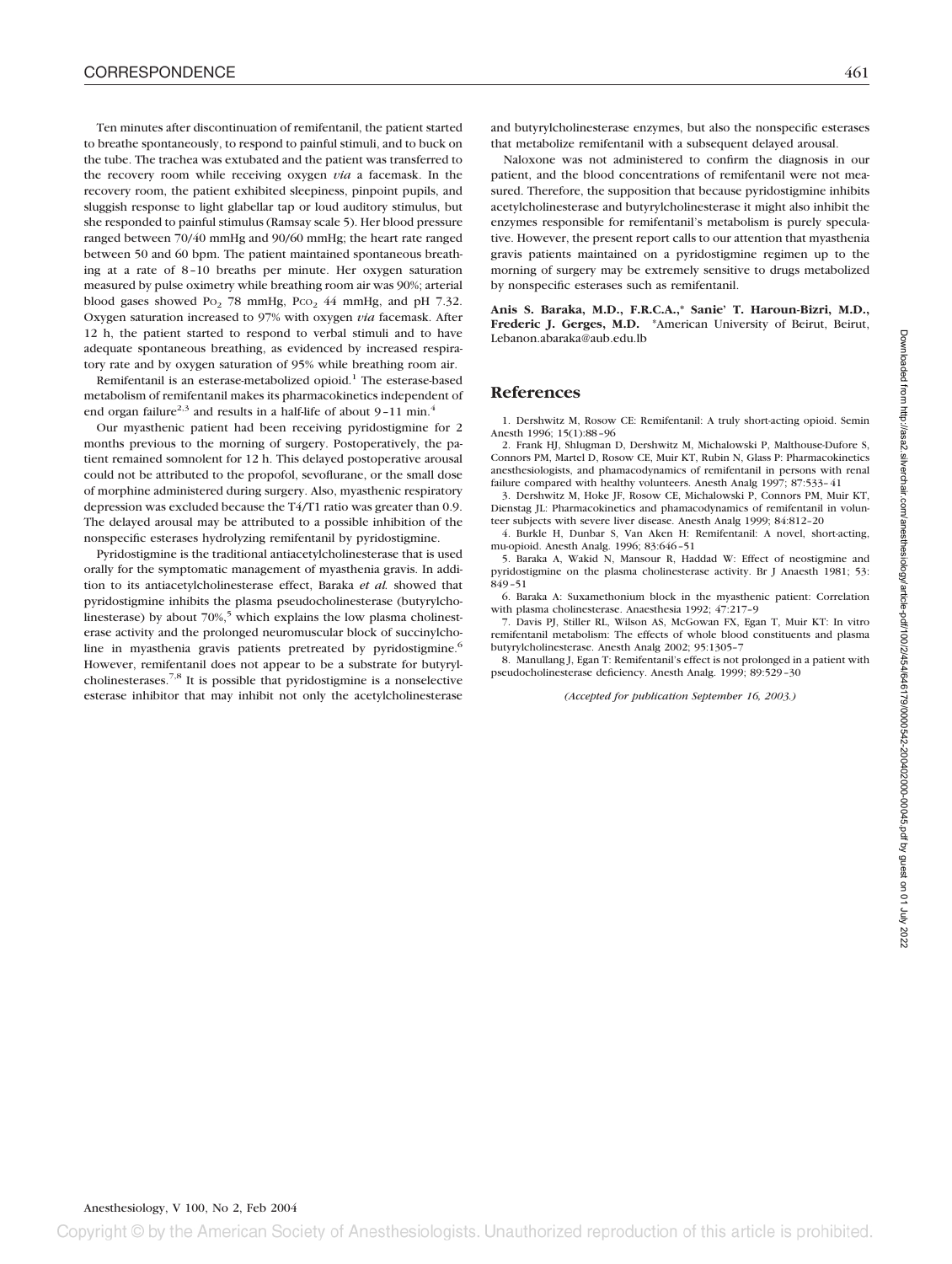Ten minutes after discontinuation of remifentanil, the patient started to breathe spontaneously, to respond to painful stimuli, and to buck on the tube. The trachea was extubated and the patient was transferred to the recovery room while receiving oxygen *via* a facemask. In the recovery room, the patient exhibited sleepiness, pinpoint pupils, and sluggish response to light glabellar tap or loud auditory stimulus, but she responded to painful stimulus (Ramsay scale 5). Her blood pressure ranged between 70/40 mmHg and 90/60 mmHg; the heart rate ranged between 50 and 60 bpm. The patient maintained spontaneous breathing at a rate of 8–10 breaths per minute. Her oxygen saturation measured by pulse oximetry while breathing room air was 90%; arterial blood gases showed $P_{O_2}$ 78 mmHg, $P_{CO_2}$ 44 mmHg, and pH 7.32. Oxygen saturation increased to 97% with oxygen *via* facemask. After 12 h, the patient started to respond to verbal stimuli and to have adequate spontaneous breathing, as evidenced by increased respiratory rate and by oxygen saturation of 95% while breathing room air.

Remifentanil is an esterase-metabolized opioid.[1] The esterase-based metabolism of remifentanil makes its pharmacokinetics independent of end organ failure[2,3] and results in a half-life of about 9–11 min.[4]

Our myasthenic patient had been receiving pyridostigmine for 2 months previous to the morning of surgery. Postoperatively, the patient remained somnolent for 12 h. This delayed postoperative arousal could not be attributed to the propofol, sevoflurane, or the small dose of morphine administered during surgery. Also, myasthenic respiratory depression was excluded because the T4/T1 ratio was greater than 0.9. The delayed arousal may be attributed to a possible inhibition of the nonspecific esterases hydrolyzing remifentanil by pyridostigmine.

Pyridostigmine is the traditional antiacetylcholinesterase that is used orally for the symptomatic management of myasthenia gravis. In addition to its antiacetylcholinesterase effect, Baraka *et al.* showed that pyridostigmine inhibits the plasma pseudocholinesterase (butyrylcholinesterase) by about 70%,[5] which explains the low plasma cholinesterase activity and the prolonged neuromuscular block of succinylcholine in myasthenia gravis patients pretreated by pyridostigmine.[6] However, remifentanil does not appear to be a substrate for butyrylcholinesterases.[7,8] It is possible that pyridostigmine is a nonselective esterase inhibitor that may inhibit not only the acetylcholinesterase and butyrylcholinesterase enzymes, but also the nonspecific esterases that metabolize remifentanil with a subsequent delayed arousal.

Naloxone was not administered to confirm the diagnosis in our patient, and the blood concentrations of remifentanil were not measured. Therefore, the supposition that because pyridostigmine inhibits acetylcholinesterase and butyrylcholinesterase it might also inhibit the enzymes responsible for remifentanil's metabolism is purely speculative. However, the present report calls to our attention that myasthenia gravis patients maintained on a pyridostigmine regimen up to the morning of surgery may be extremely sensitive to drugs metabolized by nonspecific esterases such as remifentanil.

**Anis S. Baraka, M.D., F.R.C.A.,\* Sanie' T. Haroun-Bizri, M.D., Frederic J. Gerges, M.D.** \*American University of Beirut, Beirut, Lebanon.abaraka@aub.edu.lb

## References

1. Dershwitz M, Rosow CE: Remifentanil: A truly short-acting opioid. Semin Anesth 1996; 15(1):88–96
2. Frank HJ, Shlugman D, Dershwitz M, Michalowski P, Malthouse-Dufore S, Connors PM, Martel D, Rosow CE, Muir KT, Rubin N, Glass P: Pharmacokinetics anesthesiologists, and phamacodynamics of remifentanil in persons with renal failure compared with healthy volunteers. Anesth Analg 1997; 87:533–41
3. Dershwitz M, Hoke JF, Rosow CE, Michalowski P, Connors PM, Muir KT, Dienstag JL: Pharmacokinetics and phamacodynamics of remifentanil in volunteer subjects with severe liver disease. Anesth Analg 1999; 84:812–20
4. Burkle H, Dunbar S, Van Aken H: Remifentanil: A novel, short-acting, mu-opioid. Anesth Analg. 1996; 83:646–51
5. Baraka A, Wakid N, Mansour R, Haddad W: Effect of neostigmine and pyridostigmine on the plasma cholinesterase activity. Br J Anaesth 1981; 53: 849–51
6. Baraka A: Suxamethonium block in the myasthenic patient: Correlation with plasma cholinesterase. Anaesthesia 1992; 47:217–9
7. Davis PJ, Stiller RL, Wilson AS, McGowan FX, Egan T, Muir KT: In vitro remifentanil metabolism: The effects of whole blood constituents and plasma butyrylcholinesterase. Anesth Analg 2002; 95:1305–7
8. Manullang J, Egan T: Remifentanil's effect is not prolonged in a patient with pseudocholinesterase deficiency. Anesth Analg. 1999; 89:529–30

*(Accepted for publication September 16, 2003.)*